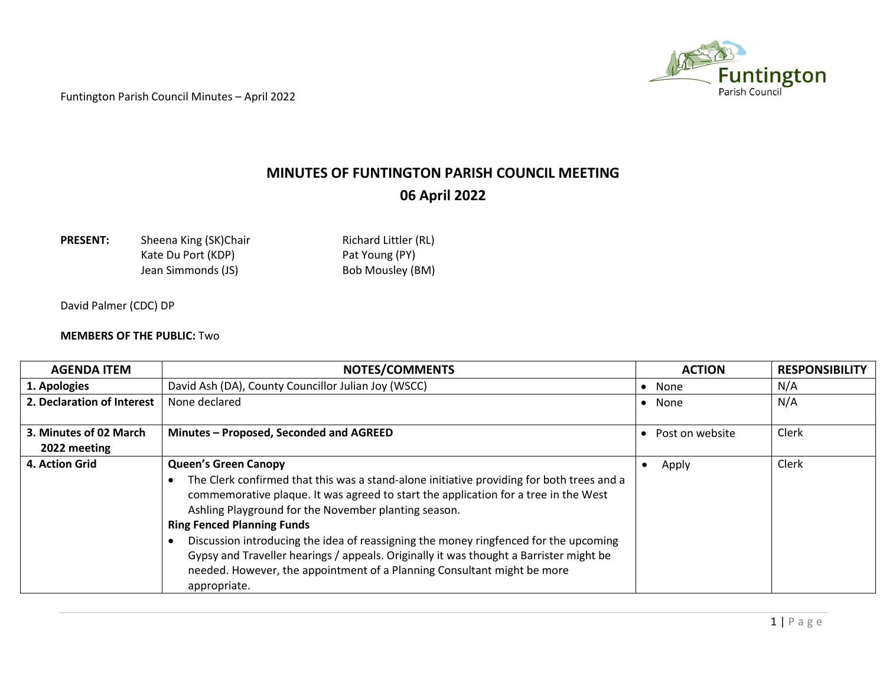# MINUTES OF FUNTINGTON PARISH COUNCIL MEETING

## 06 April 2022

**PRESENT:** Sheena King (SK)Chair, Kate Du Port (KDP), Jean Simmonds (JS), Richard Littler (RL), Pat Young (PY), Bob Mousley (BM)

David Palmer (CDC) DP

**MEMBERS OF THE PUBLIC:** Two

| AGENDA ITEM | NOTES/COMMENTS | ACTION | RESPONSIBILITY |
|---|---|---|---|
| **1. Apologies** | David Ash (DA), County Councillor Julian Joy (WSCC) | • None | N/A |
| **2. Declaration of Interest** | None declared | • None | N/A |
| **3. Minutes of 02 March 2022 meeting** | **Minutes – Proposed, Seconded and AGREED** | • Post on website | Clerk |
| **4. Action Grid** | **Queen's Green Canopy**<br>• The Clerk confirmed that this was a stand-alone initiative providing for both trees and a commemorative plaque. It was agreed to start the application for a tree in the West Ashling Playground for the November planting season.<br>**Ring Fenced Planning Funds**<br>• Discussion introducing the idea of reassigning the money ringfenced for the upcoming Gypsy and Traveller hearings / appeals. Originally it was thought a Barrister might be needed. However, the appointment of a Planning Consultant might be more appropriate. | • Apply | Clerk |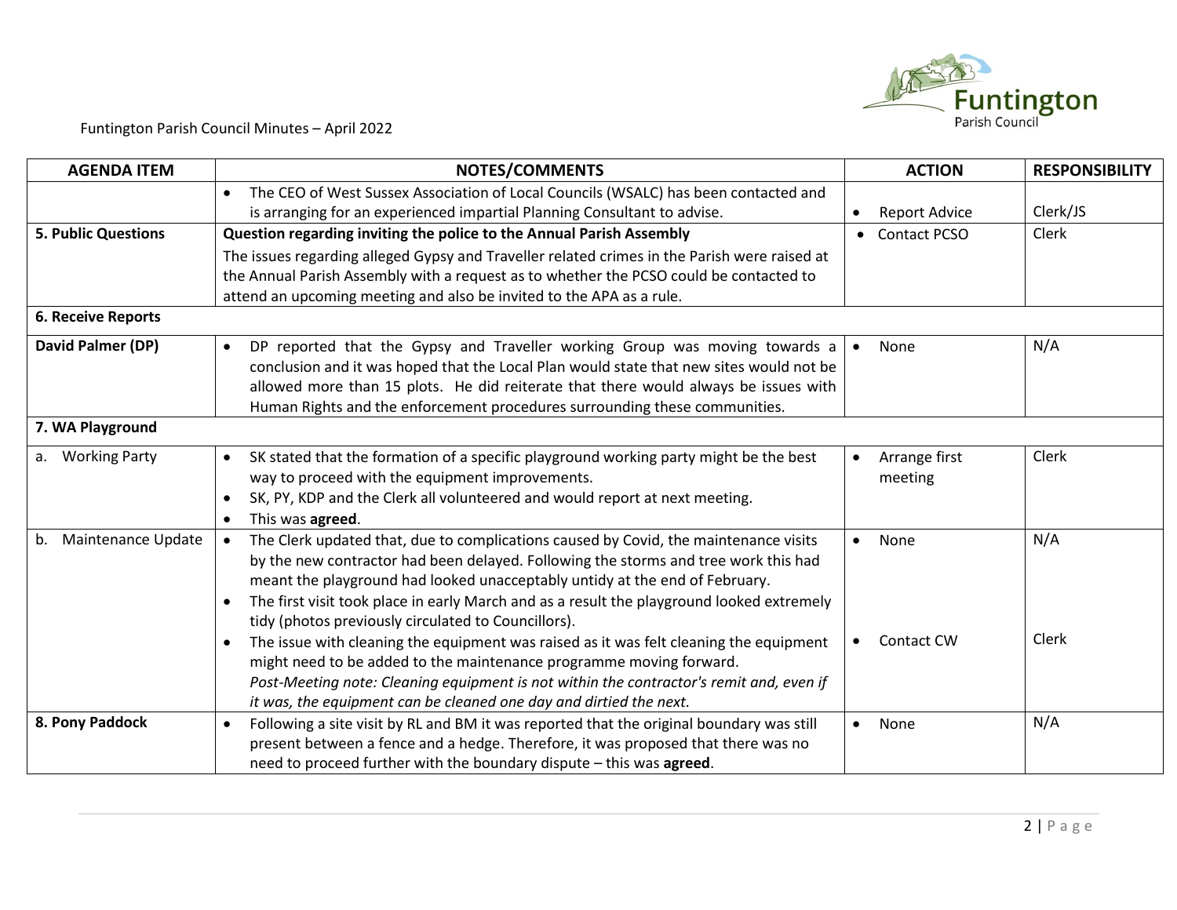Funtington Parish Council Minutes – April 2022

| AGENDA ITEM | NOTES/COMMENTS | ACTION | RESPONSIBILITY |
|---|---|---|---|
| | • The CEO of West Sussex Association of Local Councils (WSALC) has been contacted and is arranging for an experienced impartial Planning Consultant to advise. | • Report Advice | Clerk/JS |
| **5. Public Questions** | **Question regarding inviting the police to the Annual Parish Assembly**<br>The issues regarding alleged Gypsy and Traveller related crimes in the Parish were raised at the Annual Parish Assembly with a request as to whether the PCSO could be contacted to attend an upcoming meeting and also be invited to the APA as a rule. | • Contact PCSO | Clerk |
| **6. Receive Reports** | | | |
| **David Palmer (DP)** | • DP reported that the Gypsy and Traveller working Group was moving towards a conclusion and it was hoped that the Local Plan would state that new sites would not be allowed more than 15 plots. He did reiterate that there would always be issues with Human Rights and the enforcement procedures surrounding these communities. | • None | N/A |
| **7. WA Playground** | | | |
| a. Working Party | • SK stated that the formation of a specific playground working party might be the best way to proceed with the equipment improvements.<br>• SK, PY, KDP and the Clerk all volunteered and would report at next meeting.<br>• This was **agreed**. | • Arrange first meeting | Clerk |
| b. Maintenance Update | • The Clerk updated that, due to complications caused by Covid, the maintenance visits by the new contractor had been delayed. Following the storms and tree work this had meant the playground had looked unacceptably untidy at the end of February.<br>• The first visit took place in early March and as a result the playground looked extremely tidy (photos previously circulated to Councillors).<br>• The issue with cleaning the equipment was raised as it was felt cleaning the equipment might need to be added to the maintenance programme moving forward.<br>*Post-Meeting note: Cleaning equipment is not within the contractor's remit and, even if it was, the equipment can be cleaned one day and dirtied the next.* | • None<br><br>• Contact CW | N/A<br><br>Clerk |
| **8. Pony Paddock** | • Following a site visit by RL and BM it was reported that the original boundary was still present between a fence and a hedge. Therefore, it was proposed that there was no need to proceed further with the boundary dispute – this was **agreed**. | • None | N/A |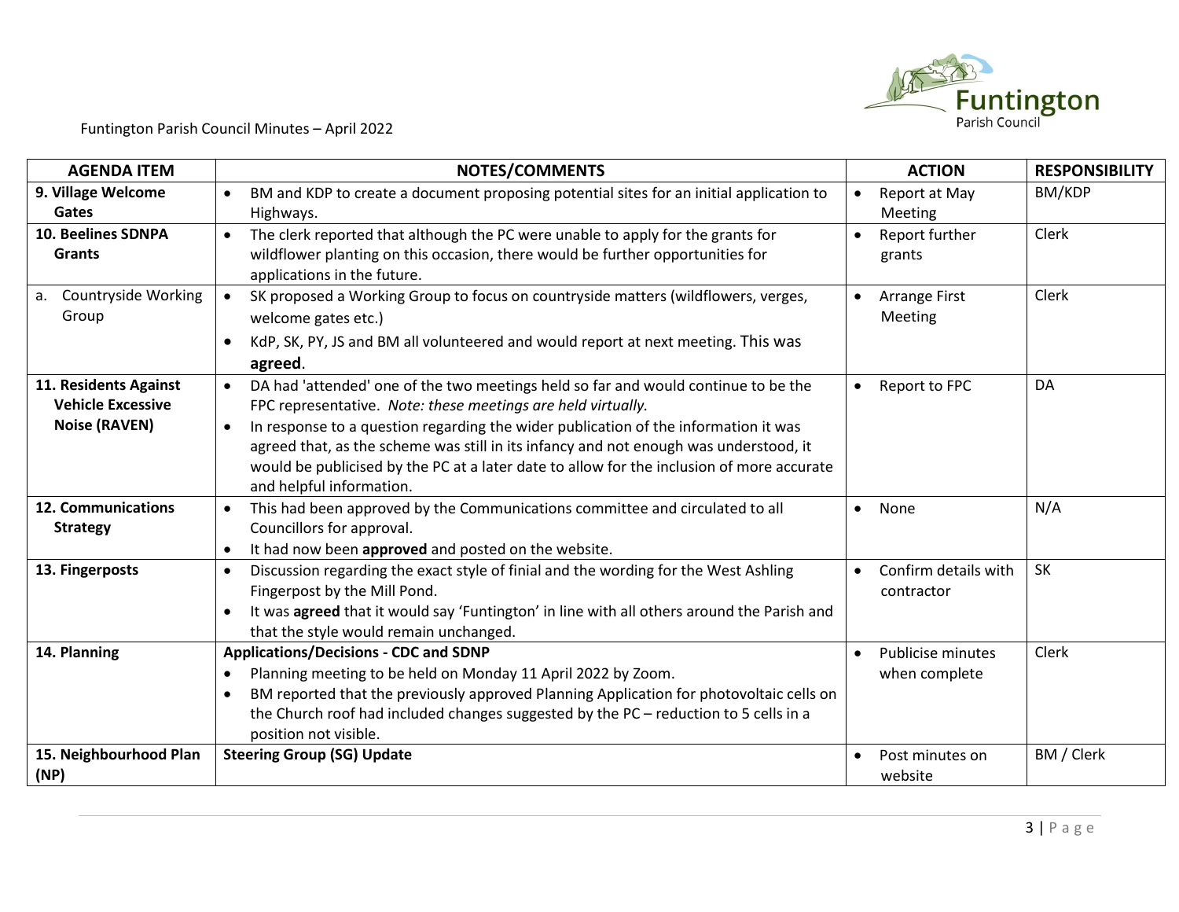| AGENDA ITEM | NOTES/COMMENTS | ACTION | RESPONSIBILITY |
|---|---|---|---|
| **9. Village Welcome Gates** | • BM and KDP to create a document proposing potential sites for an initial application to Highways. | • Report at May Meeting | BM/KDP |
| **10. Beelines SDNPA Grants** | • The clerk reported that although the PC were unable to apply for the grants for wildflower planting on this occasion, there would be further opportunities for applications in the future. | • Report further grants | Clerk |
| a. Countryside Working Group | • SK proposed a Working Group to focus on countryside matters (wildflowers, verges, welcome gates etc.)<br>• KdP, SK, PY, JS and BM all volunteered and would report at next meeting. This was **agreed**. | • Arrange First Meeting | Clerk |
| **11. Residents Against Vehicle Excessive Noise (RAVEN)** | • DA had 'attended' one of the two meetings held so far and would continue to be the FPC representative. *Note: these meetings are held virtually.*<br>• In response to a question regarding the wider publication of the information it was agreed that, as the scheme was still in its infancy and not enough was understood, it would be publicised by the PC at a later date to allow for the inclusion of more accurate and helpful information. | • Report to FPC | DA |
| **12. Communications Strategy** | • This had been approved by the Communications committee and circulated to all Councillors for approval.<br>• It had now been **approved** and posted on the website. | • None | N/A |
| **13. Fingerposts** | • Discussion regarding the exact style of finial and the wording for the West Ashling Fingerpost by the Mill Pond.<br>• It was **agreed** that it would say 'Funtington' in line with all others around the Parish and that the style would remain unchanged. | • Confirm details with contractor | SK |
| **14. Planning** | **Applications/Decisions - CDC and SDNP**<br>• Planning meeting to be held on Monday 11 April 2022 by Zoom.<br>• BM reported that the previously approved Planning Application for photovoltaic cells on the Church roof had included changes suggested by the PC – reduction to 5 cells in a position not visible. | • Publicise minutes when complete | Clerk |
| **15. Neighbourhood Plan (NP)** | **Steering Group (SG) Update** | • Post minutes on website | BM / Clerk |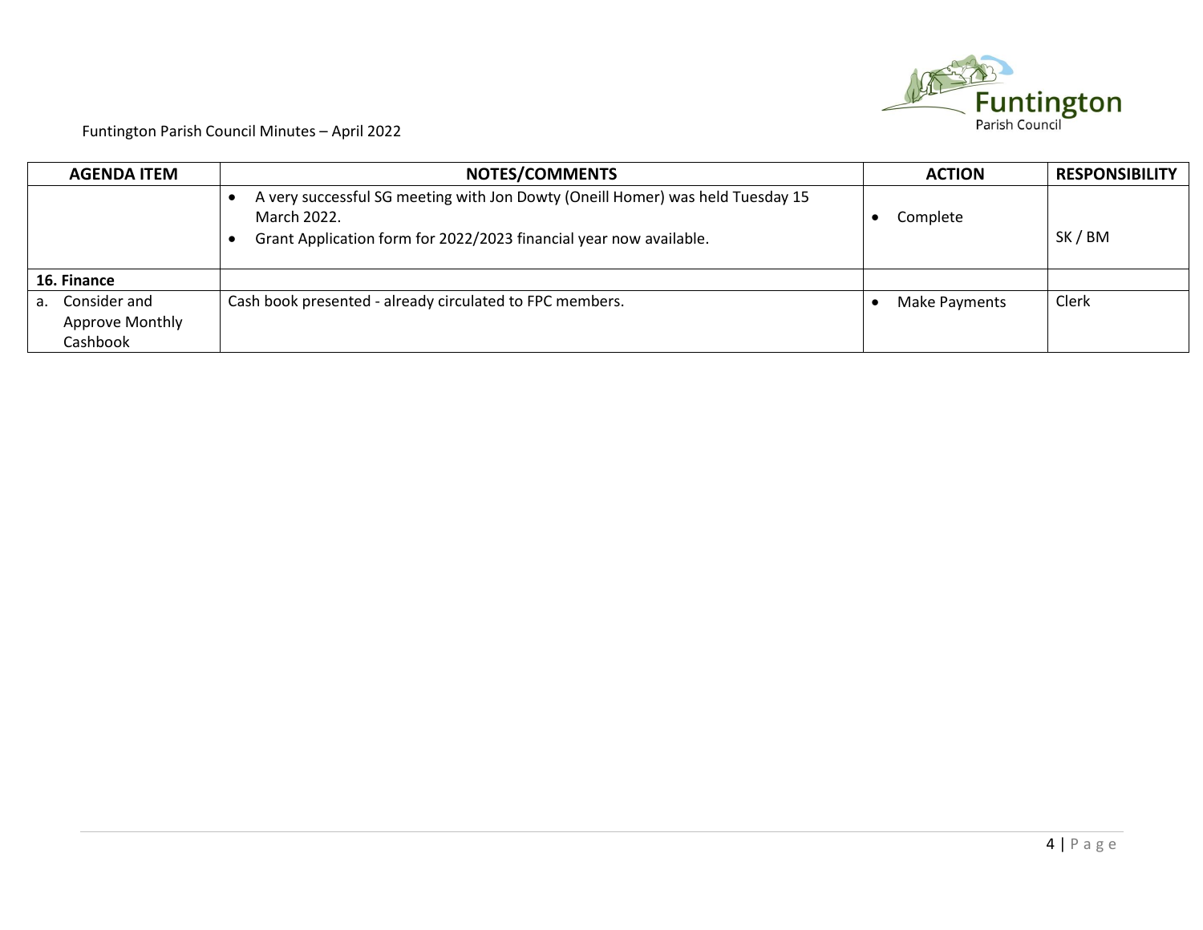| AGENDA ITEM | NOTES/COMMENTS | ACTION | RESPONSIBILITY |
|---|---|---|---|
| | • A very successful SG meeting with Jon Dowty (Oneill Homer) was held Tuesday 15 March 2022.<br>• Grant Application form for 2022/2023 financial year now available. | • Complete | SK / BM |
| **16. Finance** | | | |
| a. Consider and Approve Monthly Cashbook | Cash book presented - already circulated to FPC members. | • Make Payments | Clerk |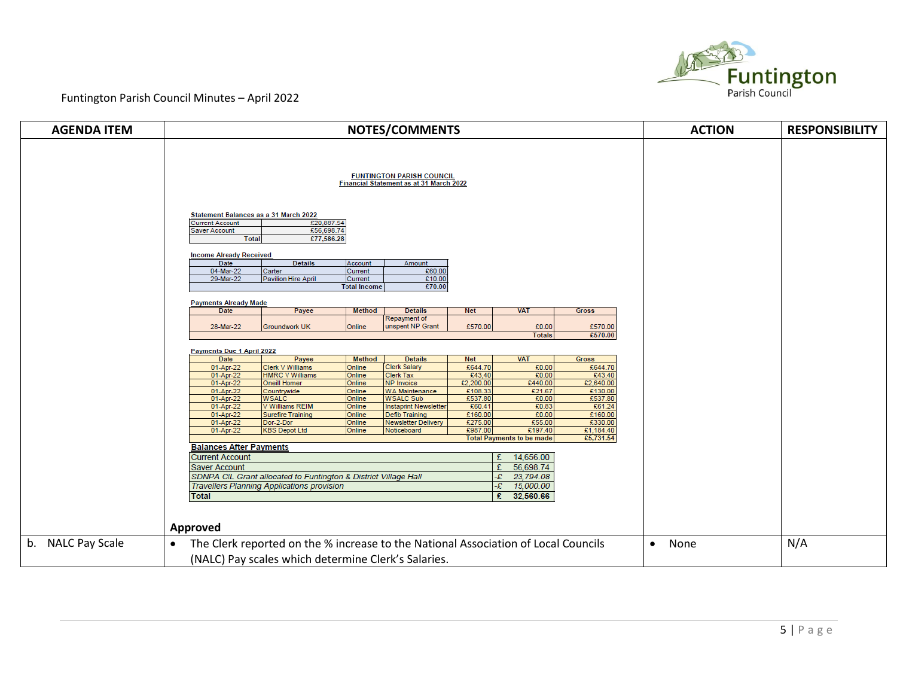| AGENDA ITEM | NOTES/COMMENTS | ACTION | RESPONSIBILITY |
|---|---|---|---|
| | (financial statement below) **Approved** | | |
| b. NALC Pay Scale | • The Clerk reported on the % increase to the National Association of Local Councils (NALC) Pay scales which determine Clerk's Salaries. | • None | N/A |

**FUNTINGTON PARISH COUNCIL**
**Financial Statement as at 31 March 2022**

**Statement Balances as a 31 March 2022**

| | |
|---|---|
| Current Account | £20,887.54 |
| Saver Account | £56,698.74 |
| Total | £77,586.28 |

**Income Already Received**

| Date | Details | Account | Amount |
|---|---|---|---|
| 04-Mar-22 | Carter | Current | £60.00 |
| 29-Mar-22 | Pavilion Hire April | Current | £10.00 |
| | | Total Income | £70.00 |

**Payments Already Made**

| Date | Payee | Method | Details | Net | VAT | Gross |
|---|---|---|---|---|---|---|
| 28-Mar-22 | Groundwork UK | Online | Repayment of unspent NP Grant | £570.00 | £0.00 | £570.00 |
| | | | | | Totals | £570.00 |

**Payments Due 1 April 2022**

| Date | Payee | Method | Details | Net | VAT | Gross |
|---|---|---|---|---|---|---|
| 01-Apr-22 | Clerk V Williams | Online | Clerk Salary | £644.70 | £0.00 | £644.70 |
| 01-Apr-22 | HMRC V Williams | Online | Clerk Tax | £43.40 | £0.00 | £43.40 |
| 01-Apr-22 | Oneill Homer | Online | NP Invoice | £2,200.00 | £440.00 | £2,640.00 |
| 01-Apr-22 | Countrywide | Online | WA Maintenance | £108.33 | £21.67 | £130.00 |
| 01-Apr-22 | WSALC | Online | WSALC Sub | £537.80 | £0.00 | £537.80 |
| 01-Apr-22 | V Williams REIM | Online | Instaprint Newsletter | £60.41 | £0.83 | £61.24 |
| 01-Apr-22 | Surefire Training | Online | Defib Training | £160.00 | £0.00 | £160.00 |
| 01-Apr-22 | Dor-2-Dor | Online | Newsletter Delivery | £275.00 | £55.00 | £330.00 |
| 01-Apr-22 | KBS Depot Ltd | Online | Noticeboard | £987.00 | £197.40 | £1,184.40 |
| | | | | Total Payments to be made | | £5,731.54 |

**Balances After Payments**

| | |
|---|---|
| Current Account | £ 14,656.00 |
| Saver Account | £ 56,698.74 |
| *SDNPA CIL Grant allocated to Funtington & District Village Hall* | *-£ 23,794.08* |
| *Travellers Planning Applications provision* | *-£ 15,000.00* |
| **Total** | **£ 32,560.66** |

**Approved**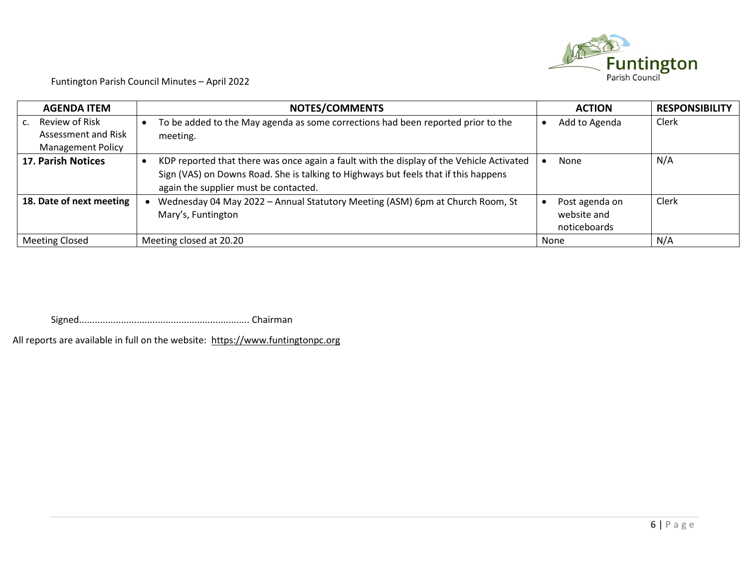Funtington Parish Council Minutes – April 2022

| AGENDA ITEM | NOTES/COMMENTS | ACTION | RESPONSIBILITY |
| --- | --- | --- | --- |
| c. Review of Risk Assessment and Risk Management Policy | • To be added to the May agenda as some corrections had been reported prior to the meeting. | • Add to Agenda | Clerk |
| **17. Parish Notices** | • KDP reported that there was once again a fault with the display of the Vehicle Activated Sign (VAS) on Downs Road. She is talking to Highways but feels that if this happens again the supplier must be contacted. | • None | N/A |
| **18. Date of next meeting** | • Wednesday 04 May 2022 – Annual Statutory Meeting (ASM) 6pm at Church Room, St Mary's, Funtington | • Post agenda on website and noticeboards | Clerk |
| Meeting Closed | Meeting closed at 20.20 | None | N/A |

Signed................................................................ Chairman

All reports are available in full on the website: https://www.funtingtonpc.org